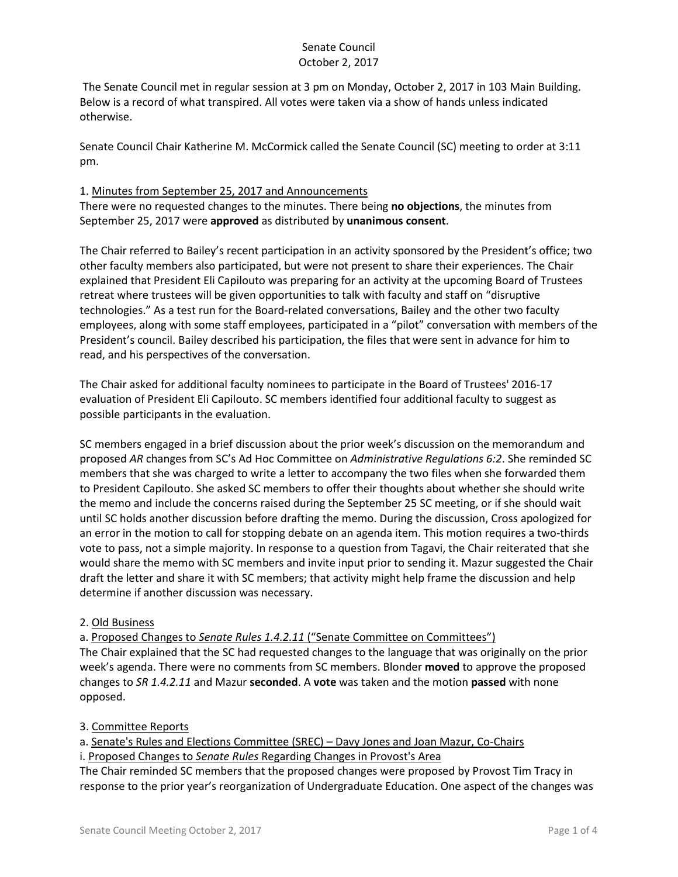Senate Council
October 2, 2017

The Senate Council met in regular session at 3 pm on Monday, October 2, 2017 in 103 Main Building. Below is a record of what transpired. All votes were taken via a show of hands unless indicated otherwise.

Senate Council Chair Katherine M. McCormick called the Senate Council (SC) meeting to order at 3:11 pm.

1. Minutes from September 25, 2017 and Announcements

There were no requested changes to the minutes. There being **no objections**, the minutes from September 25, 2017 were **approved** as distributed by **unanimous consent**.

The Chair referred to Bailey's recent participation in an activity sponsored by the President's office; two other faculty members also participated, but were not present to share their experiences. The Chair explained that President Eli Capilouto was preparing for an activity at the upcoming Board of Trustees retreat where trustees will be given opportunities to talk with faculty and staff on "disruptive technologies." As a test run for the Board-related conversations, Bailey and the other two faculty employees, along with some staff employees, participated in a "pilot" conversation with members of the President's council. Bailey described his participation, the files that were sent in advance for him to read, and his perspectives of the conversation.

The Chair asked for additional faculty nominees to participate in the Board of Trustees' 2016-17 evaluation of President Eli Capilouto. SC members identified four additional faculty to suggest as possible participants in the evaluation.

SC members engaged in a brief discussion about the prior week's discussion on the memorandum and proposed *AR* changes from SC's Ad Hoc Committee on *Administrative Regulations 6:2*. She reminded SC members that she was charged to write a letter to accompany the two files when she forwarded them to President Capilouto. She asked SC members to offer their thoughts about whether she should write the memo and include the concerns raised during the September 25 SC meeting, or if she should wait until SC holds another discussion before drafting the memo. During the discussion, Cross apologized for an error in the motion to call for stopping debate on an agenda item. This motion requires a two-thirds vote to pass, not a simple majority. In response to a question from Tagavi, the Chair reiterated that she would share the memo with SC members and invite input prior to sending it. Mazur suggested the Chair draft the letter and share it with SC members; that activity might help frame the discussion and help determine if another discussion was necessary.

2. Old Business

a. Proposed Changes to *Senate Rules 1.4.2.11* ("Senate Committee on Committees")

The Chair explained that the SC had requested changes to the language that was originally on the prior week's agenda. There were no comments from SC members. Blonder **moved** to approve the proposed changes to *SR 1.4.2.11* and Mazur **seconded**. A **vote** was taken and the motion **passed** with none opposed.

3. Committee Reports

a. Senate's Rules and Elections Committee (SREC) – Davy Jones and Joan Mazur, Co-Chairs

i. Proposed Changes to *Senate Rules* Regarding Changes in Provost's Area

The Chair reminded SC members that the proposed changes were proposed by Provost Tim Tracy in response to the prior year's reorganization of Undergraduate Education. One aspect of the changes was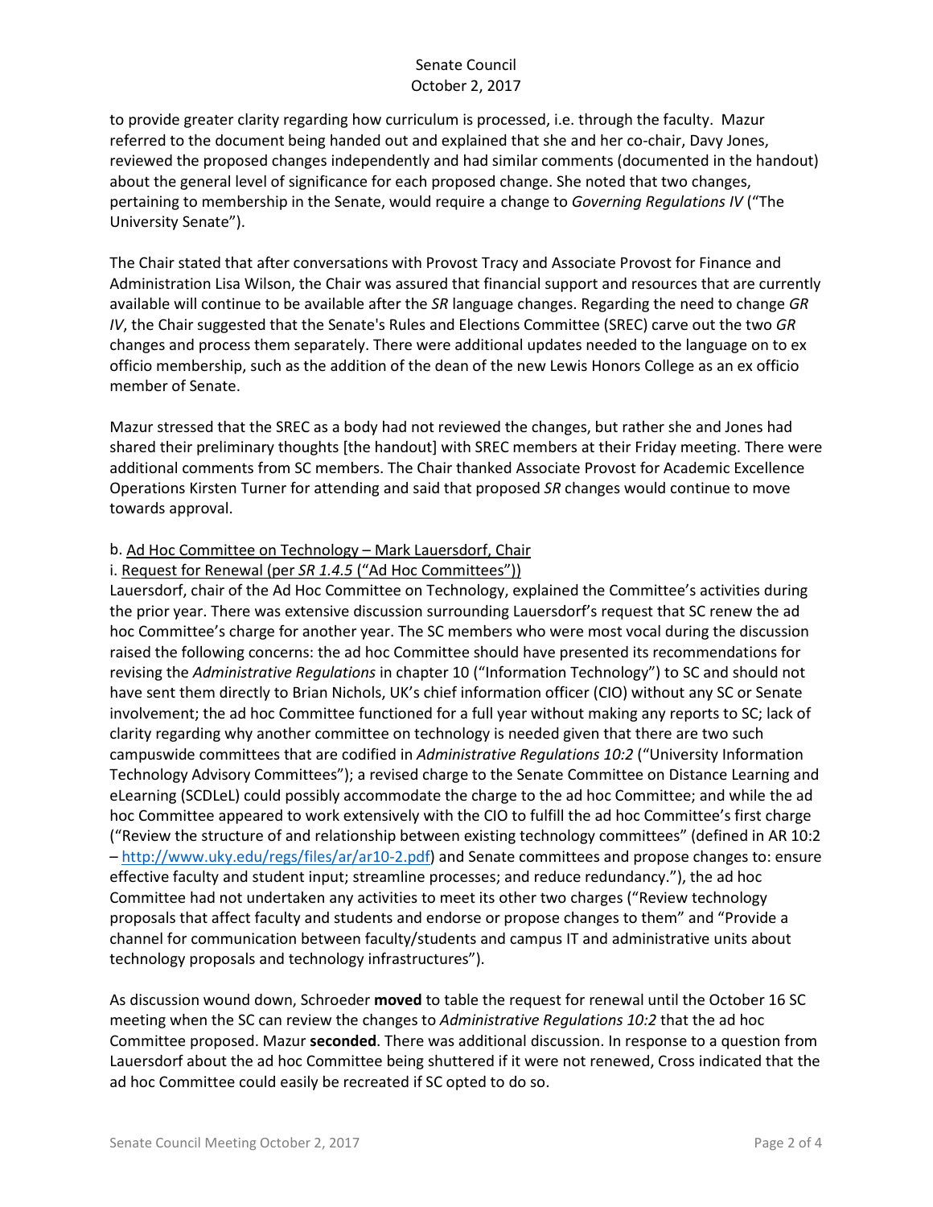to provide greater clarity regarding how curriculum is processed, i.e. through the faculty. Mazur referred to the document being handed out and explained that she and her co-chair, Davy Jones, reviewed the proposed changes independently and had similar comments (documented in the handout) about the general level of significance for each proposed change. She noted that two changes, pertaining to membership in the Senate, would require a change to *Governing Regulations IV* ("The University Senate").

The Chair stated that after conversations with Provost Tracy and Associate Provost for Finance and Administration Lisa Wilson, the Chair was assured that financial support and resources that are currently available will continue to be available after the *SR* language changes. Regarding the need to change *GR IV*, the Chair suggested that the Senate's Rules and Elections Committee (SREC) carve out the two *GR* changes and process them separately. There were additional updates needed to the language on to ex officio membership, such as the addition of the dean of the new Lewis Honors College as an ex officio member of Senate.

Mazur stressed that the SREC as a body had not reviewed the changes, but rather she and Jones had shared their preliminary thoughts [the handout] with SREC members at their Friday meeting. There were additional comments from SC members. The Chair thanked Associate Provost for Academic Excellence Operations Kirsten Turner for attending and said that proposed *SR* changes would continue to move towards approval.

b. Ad Hoc Committee on Technology – Mark Lauersdorf, Chair

i. Request for Renewal (per *SR 1.4.5* ("Ad Hoc Committees"))

Lauersdorf, chair of the Ad Hoc Committee on Technology, explained the Committee's activities during the prior year. There was extensive discussion surrounding Lauersdorf's request that SC renew the ad hoc Committee's charge for another year. The SC members who were most vocal during the discussion raised the following concerns: the ad hoc Committee should have presented its recommendations for revising the *Administrative Regulations* in chapter 10 ("Information Technology") to SC and should not have sent them directly to Brian Nichols, UK's chief information officer (CIO) without any SC or Senate involvement; the ad hoc Committee functioned for a full year without making any reports to SC; lack of clarity regarding why another committee on technology is needed given that there are two such campuswide committees that are codified in *Administrative Regulations 10:2* ("University Information Technology Advisory Committees"); a revised charge to the Senate Committee on Distance Learning and eLearning (SCDLeL) could possibly accommodate the charge to the ad hoc Committee; and while the ad hoc Committee appeared to work extensively with the CIO to fulfill the ad hoc Committee's first charge ("Review the structure of and relationship between existing technology committees" (defined in AR 10:2 – http://www.uky.edu/regs/files/ar/ar10-2.pdf) and Senate committees and propose changes to: ensure effective faculty and student input; streamline processes; and reduce redundancy."), the ad hoc Committee had not undertaken any activities to meet its other two charges ("Review technology proposals that affect faculty and students and endorse or propose changes to them" and "Provide a channel for communication between faculty/students and campus IT and administrative units about technology proposals and technology infrastructures").

As discussion wound down, Schroeder **moved** to table the request for renewal until the October 16 SC meeting when the SC can review the changes to *Administrative Regulations 10:2* that the ad hoc Committee proposed. Mazur **seconded**. There was additional discussion. In response to a question from Lauersdorf about the ad hoc Committee being shuttered if it were not renewed, Cross indicated that the ad hoc Committee could easily be recreated if SC opted to do so.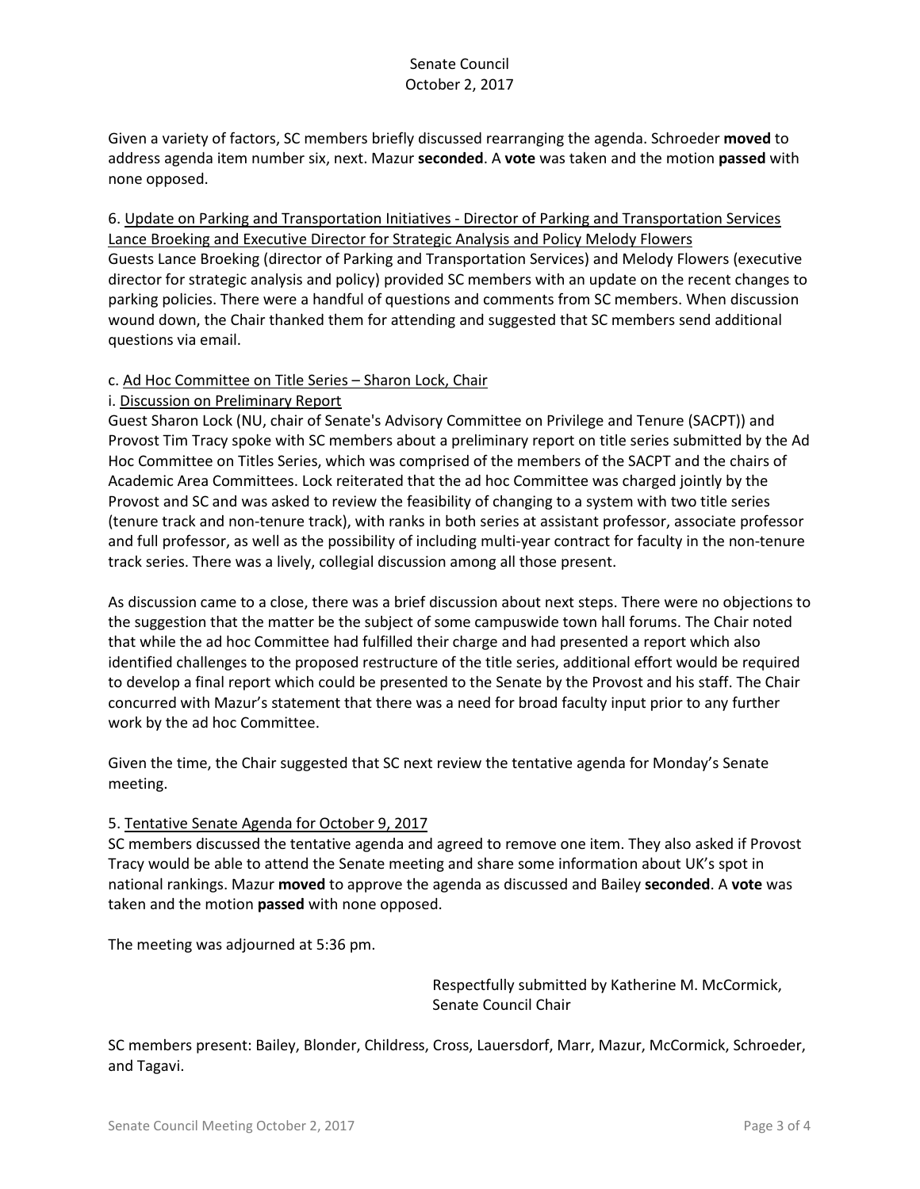Given a variety of factors, SC members briefly discussed rearranging the agenda. Schroeder **moved** to address agenda item number six, next. Mazur **seconded**. A **vote** was taken and the motion **passed** with none opposed.

6. <u>Update on Parking and Transportation Initiatives - Director of Parking and Transportation Services Lance Broeking and Executive Director for Strategic Analysis and Policy Melody Flowers</u>

Guests Lance Broeking (director of Parking and Transportation Services) and Melody Flowers (executive director for strategic analysis and policy) provided SC members with an update on the recent changes to parking policies. There were a handful of questions and comments from SC members. When discussion wound down, the Chair thanked them for attending and suggested that SC members send additional questions via email.

c. <u>Ad Hoc Committee on Title Series – Sharon Lock, Chair</u>

i. <u>Discussion on Preliminary Report</u>

Guest Sharon Lock (NU, chair of Senate's Advisory Committee on Privilege and Tenure (SACPT)) and Provost Tim Tracy spoke with SC members about a preliminary report on title series submitted by the Ad Hoc Committee on Titles Series, which was comprised of the members of the SACPT and the chairs of Academic Area Committees. Lock reiterated that the ad hoc Committee was charged jointly by the Provost and SC and was asked to review the feasibility of changing to a system with two title series (tenure track and non-tenure track), with ranks in both series at assistant professor, associate professor and full professor, as well as the possibility of including multi-year contract for faculty in the non-tenure track series. There was a lively, collegial discussion among all those present.

As discussion came to a close, there was a brief discussion about next steps. There were no objections to the suggestion that the matter be the subject of some campuswide town hall forums. The Chair noted that while the ad hoc Committee had fulfilled their charge and had presented a report which also identified challenges to the proposed restructure of the title series, additional effort would be required to develop a final report which could be presented to the Senate by the Provost and his staff. The Chair concurred with Mazur's statement that there was a need for broad faculty input prior to any further work by the ad hoc Committee.

Given the time, the Chair suggested that SC next review the tentative agenda for Monday's Senate meeting.

5. <u>Tentative Senate Agenda for October 9, 2017</u>

SC members discussed the tentative agenda and agreed to remove one item. They also asked if Provost Tracy would be able to attend the Senate meeting and share some information about UK's spot in national rankings. Mazur **moved** to approve the agenda as discussed and Bailey **seconded**. A **vote** was taken and the motion **passed** with none opposed.

The meeting was adjourned at 5:36 pm.

Respectfully submitted by Katherine M. McCormick,
Senate Council Chair

SC members present: Bailey, Blonder, Childress, Cross, Lauersdorf, Marr, Mazur, McCormick, Schroeder, and Tagavi.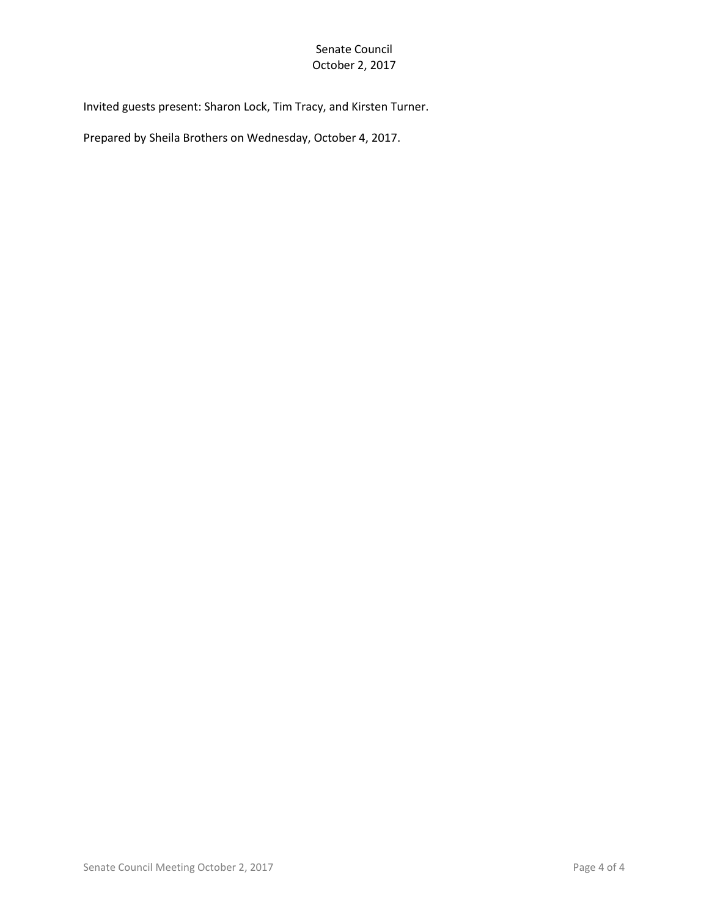Invited guests present: Sharon Lock, Tim Tracy, and Kirsten Turner.

Prepared by Sheila Brothers on Wednesday, October 4, 2017.